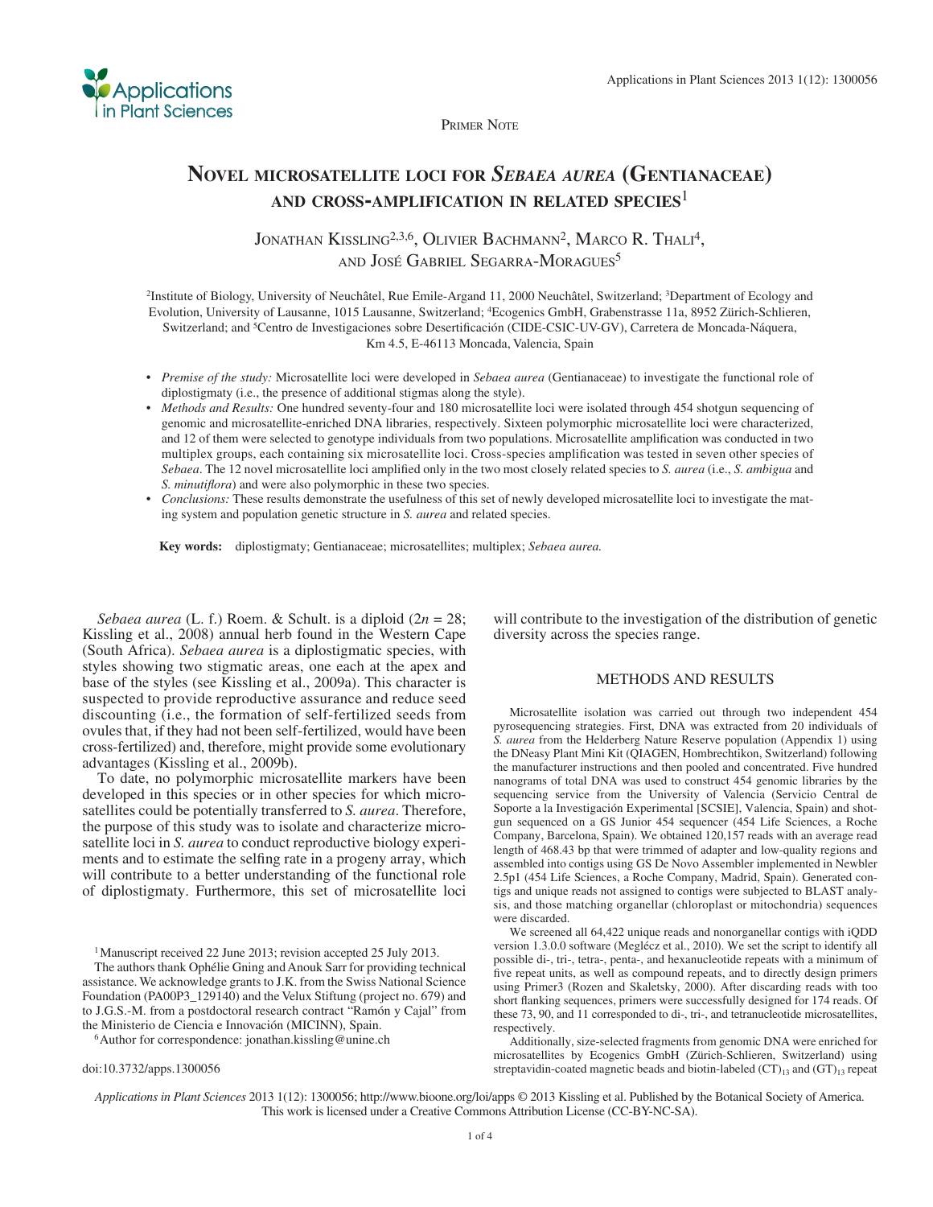Primer Note

# Novel microsatellite loci for *Sebaea aurea* (Gentianaceae) and cross-amplification in related species[1]

Jonathan Kissling[2,3,6], Olivier Bachmann[2], Marco R. Thali[4], and José Gabriel Segarra-Moragues[5]

[2]Institute of Biology, University of Neuchâtel, Rue Emile-Argand 11, 2000 Neuchâtel, Switzerland; [3]Department of Ecology and Evolution, University of Lausanne, 1015 Lausanne, Switzerland; [4]Ecogenics GmbH, Grabenstrasse 11a, 8952 Zürich-Schlieren, Switzerland; and [5]Centro de Investigaciones sobre Desertificación (CIDE-CSIC-UV-GV), Carretera de Moncada-Náquera, Km 4.5, E-46113 Moncada, Valencia, Spain

- *Premise of the study:* Microsatellite loci were developed in *Sebaea aurea* (Gentianaceae) to investigate the functional role of diplostigmaty (i.e., the presence of additional stigmas along the style).
- *Methods and Results:* One hundred seventy-four and 180 microsatellite loci were isolated through 454 shotgun sequencing of genomic and microsatellite-enriched DNA libraries, respectively. Sixteen polymorphic microsatellite loci were characterized, and 12 of them were selected to genotype individuals from two populations. Microsatellite amplification was conducted in two multiplex groups, each containing six microsatellite loci. Cross-species amplification was tested in seven other species of *Sebaea*. The 12 novel microsatellite loci amplified only in the two most closely related species to *S. aurea* (i.e., *S. ambigua* and *S. minutiflora*) and were also polymorphic in these two species.
- *Conclusions:* These results demonstrate the usefulness of this set of newly developed microsatellite loci to investigate the mating system and population genetic structure in *S. aurea* and related species.

**Key words:** diplostigmaty; Gentianaceae; microsatellites; multiplex; *Sebaea aurea.*

*Sebaea aurea* (L. f.) Roem. & Schult. is a diploid ($2n = 28$; Kissling et al., 2008) annual herb found in the Western Cape (South Africa). *Sebaea aurea* is a diplostigmatic species, with styles showing two stigmatic areas, one each at the apex and base of the styles (see Kissling et al., 2009a). This character is suspected to provide reproductive assurance and reduce seed discounting (i.e., the formation of self-fertilized seeds from ovules that, if they had not been self-fertilized, would have been cross-fertilized) and, therefore, might provide some evolutionary advantages (Kissling et al., 2009b).

To date, no polymorphic microsatellite markers have been developed in this species or in other species for which microsatellites could be potentially transferred to *S. aurea*. Therefore, the purpose of this study was to isolate and characterize microsatellite loci in *S. aurea* to conduct reproductive biology experiments and to estimate the selfing rate in a progeny array, which will contribute to a better understanding of the functional role of diplostigmaty. Furthermore, this set of microsatellite loci will contribute to the investigation of the distribution of genetic diversity across the species range.

## METHODS AND RESULTS

Microsatellite isolation was carried out through two independent 454 pyrosequencing strategies. First, DNA was extracted from 20 individuals of *S. aurea* from the Helderberg Nature Reserve population (Appendix 1) using the DNeasy Plant Mini Kit (QIAGEN, Hombrechtikon, Switzerland) following the manufacturer instructions and then pooled and concentrated. Five hundred nanograms of total DNA was used to construct 454 genomic libraries by the sequencing service from the University of Valencia (Servicio Central de Soporte a la Investigación Experimental [SCSIE], Valencia, Spain) and shotgun sequenced on a GS Junior 454 sequencer (454 Life Sciences, a Roche Company, Barcelona, Spain). We obtained 120,157 reads with an average read length of 468.43 bp that were trimmed of adapter and low-quality regions and assembled into contigs using GS De Novo Assembler implemented in Newbler 2.5p1 (454 Life Sciences, a Roche Company, Madrid, Spain). Generated contigs and unique reads not assigned to contigs were subjected to BLAST analysis, and those matching organellar (chloroplast or mitochondria) sequences were discarded.

We screened all 64,422 unique reads and nonorganellar contigs with iQDD version 1.3.0.0 software (Meglécz et al., 2010). We set the script to identify all possible di-, tri-, tetra-, penta-, and hexanucleotide repeats with a minimum of five repeat units, as well as compound repeats, and to directly design primers using Primer3 (Rozen and Skaletsky, 2000). After discarding reads with too short flanking sequences, primers were successfully designed for 174 reads. Of these 73, 90, and 11 corresponded to di-, tri-, and tetranucleotide microsatellites, respectively.

Additionally, size-selected fragments from genomic DNA were enriched for microsatellites by Ecogenics GmbH (Zürich-Schlieren, Switzerland) using streptavidin-coated magnetic beads and biotin-labeled $(CT)_{13}$ and $(GT)_{13}$ repeat

[1]Manuscript received 22 June 2013; revision accepted 25 July 2013.

The authors thank Ophélie Gning and Anouk Sarr for providing technical assistance. We acknowledge grants to J.K. from the Swiss National Science Foundation (PA00P3_129140) and the Velux Stiftung (project no. 679) and to J.G.S.-M. from a postdoctoral research contract "Ramón y Cajal" from the Ministerio de Ciencia e Innovación (MICINN), Spain.

[6]Author for correspondence: jonathan.kissling@unine.ch

doi:10.3732/apps.1300056

*Applications in Plant Sciences* 2013 1(12): 1300056; http://www.bioone.org/loi/apps © 2013 Kissling et al. Published by the Botanical Society of America. This work is licensed under a Creative Commons Attribution License (CC-BY-NC-SA).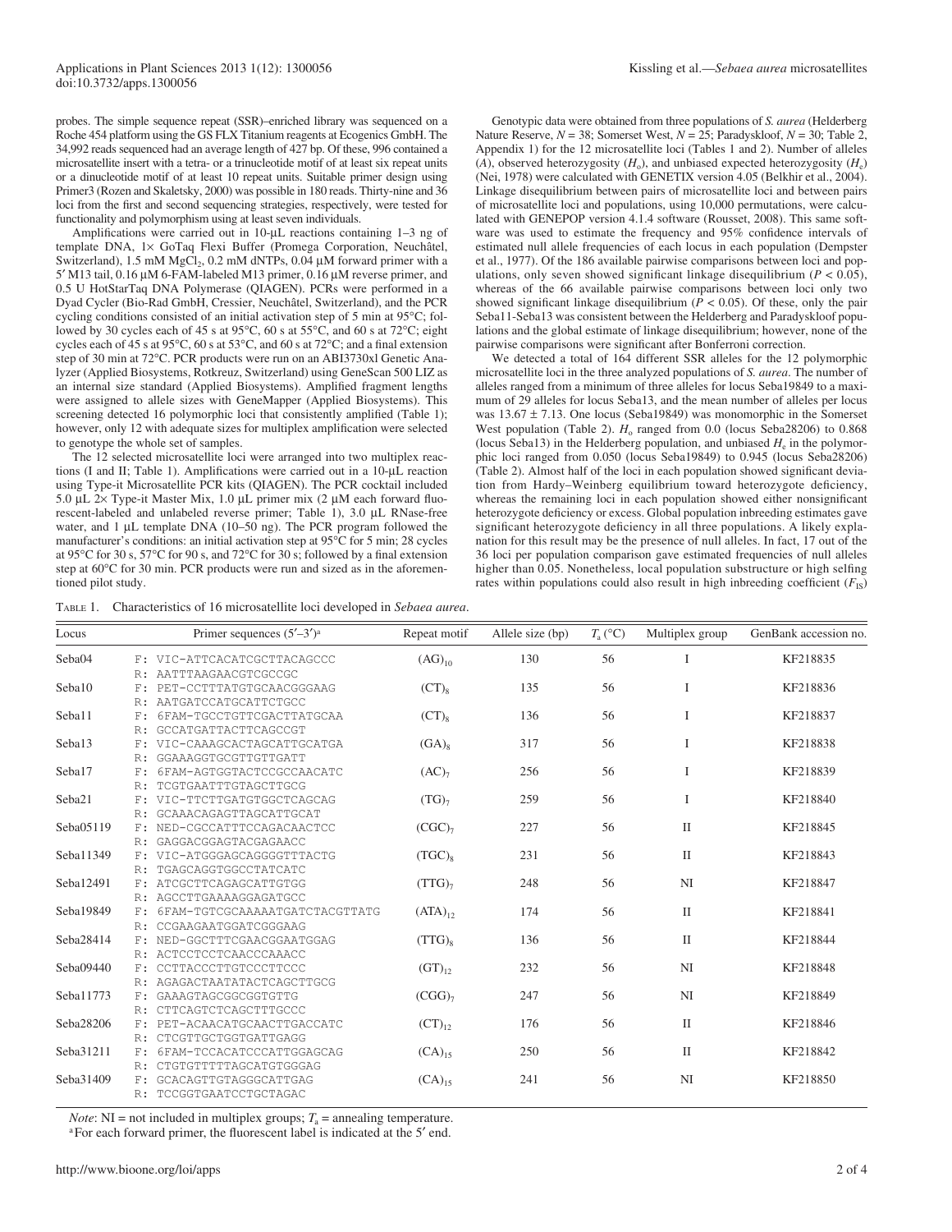probes. The simple sequence repeat (SSR)–enriched library was sequenced on a Roche 454 platform using the GS FLX Titanium reagents at Ecogenics GmbH. The 34,992 reads sequenced had an average length of 427 bp. Of these, 996 contained a microsatellite insert with a tetra- or a trinucleotide motif of at least six repeat units or a dinucleotide motif of at least 10 repeat units. Suitable primer design using Primer3 (Rozen and Skaletsky, 2000) was possible in 180 reads. Thirty-nine and 36 loci from the first and second sequencing strategies, respectively, were tested for functionality and polymorphism using at least seven individuals.

Amplifications were carried out in 10-μL reactions containing 1–3 ng of template DNA, 1× GoTaq Flexi Buffer (Promega Corporation, Neuchâtel, Switzerland), 1.5 mM $MgCl_2$, 0.2 mM dNTPs, 0.04 μM forward primer with a 5′ M13 tail, 0.16 μM 6-FAM-labeled M13 primer, 0.16 μM reverse primer, and 0.5 U HotStarTaq DNA Polymerase (QIAGEN). PCRs were performed in a Dyad Cycler (Bio-Rad GmbH, Cressier, Neuchâtel, Switzerland), and the PCR cycling conditions consisted of an initial activation step of 5 min at 95°C; followed by 30 cycles each of 45 s at 95°C, 60 s at 55°C, and 60 s at 72°C; eight cycles each of 45 s at 95°C, 60 s at 53°C, and 60 s at 72°C; and a final extension step of 30 min at 72°C. PCR products were run on an ABI3730xl Genetic Analyzer (Applied Biosystems, Rotkreuz, Switzerland) using GeneScan 500 LIZ as an internal size standard (Applied Biosystems). Amplified fragment lengths were assigned to allele sizes with GeneMapper (Applied Biosystems). This screening detected 16 polymorphic loci that consistently amplified (Table 1); however, only 12 with adequate sizes for multiplex amplification were selected to genotype the whole set of samples.

The 12 selected microsatellite loci were arranged into two multiplex reactions (I and II; Table 1). Amplifications were carried out in a 10-μL reaction using Type-it Microsatellite PCR kits (QIAGEN). The PCR cocktail included 5.0 μL 2× Type-it Master Mix, 1.0 μL primer mix (2 μM each forward fluorescent-labeled and unlabeled reverse primer; Table 1), 3.0 μL RNase-free water, and 1 μL template DNA (10–50 ng). The PCR program followed the manufacturer's conditions: an initial activation step at 95°C for 5 min; 28 cycles at 95°C for 30 s, 57°C for 90 s, and 72°C for 30 s; followed by a final extension step at 60°C for 30 min. PCR products were run and sized as in the aforementioned pilot study.

Genotypic data were obtained from three populations of *S. aurea* (Helderberg Nature Reserve, $N$ = 38; Somerset West, $N$ = 25; Paradyskloof, $N$ = 30; Table 2, Appendix 1) for the 12 microsatellite loci (Tables 1 and 2). Number of alleles ($A$), observed heterozygosity ($H_o$), and unbiased expected heterozygosity ($H_e$) (Nei, 1978) were calculated with GENETIX version 4.05 (Belkhir et al., 2004). Linkage disequilibrium between pairs of microsatellite loci and between pairs of microsatellite loci and populations, using 10,000 permutations, were calculated with GENEPOP version 4.1.4 software (Rousset, 2008). This same software was used to estimate the frequency and 95% confidence intervals of estimated null allele frequencies of each locus in each population (Dempster et al., 1977). Of the 186 available pairwise comparisons between loci and populations, only seven showed significant linkage disequilibrium ($P$ < 0.05), whereas of the 66 available pairwise comparisons between loci only two showed significant linkage disequilibrium ($P$ < 0.05). Of these, only the pair Seba11-Seba13 was consistent between the Helderberg and Paradyskloof populations and the global estimate of linkage disequilibrium; however, none of the pairwise comparisons were significant after Bonferroni correction.

We detected a total of 164 different SSR alleles for the 12 polymorphic microsatellite loci in the three analyzed populations of *S. aurea*. The number of alleles ranged from a minimum of three alleles for locus Seba19849 to a maximum of 29 alleles for locus Seba13, and the mean number of alleles per locus was 13.67 ± 7.13. One locus (Seba19849) was monomorphic in the Somerset West population (Table 2). $H_o$ ranged from 0.0 (locus Seba28206) to 0.868 (locus Seba13) in the Helderberg population, and unbiased $H_e$ in the polymorphic loci ranged from 0.050 (locus Seba19849) to 0.945 (locus Seba28206) (Table 2). Almost half of the loci in each population showed significant deviation from Hardy–Weinberg equilibrium toward heterozygote deficiency, whereas the remaining loci in each population showed either nonsignificant heterozygote deficiency or excess. Global population inbreeding estimates gave significant heterozygote deficiency in all three populations. A likely explanation for this result may be the presence of null alleles. In fact, 17 out of the 36 loci per population comparison gave estimated frequencies of null alleles higher than 0.05. Nonetheless, local population substructure or high selfing rates within populations could also result in high inbreeding coefficient ($F_{IS}$)

Table 1. Characteristics of 16 microsatellite loci developed in *Sebaea aurea*.

| Locus | Primer sequences (5′–3′)[a] | Repeat motif | Allele size (bp) | $T_a$ (°C) | Multiplex group | GenBank accession no. |
|---|---|---|---|---|---|---|
| Seba04 | F: VIC-ATTCACATCGCTTACAGCCC<br>R: AATTTAAGAACGTCGCCGC | $(AG)_{10}$ | 130 | 56 | I | KF218835 |
| Seba10 | F: PET-CCTTTATGTGCAACGGGAAG<br>R: AATGATCCATGCATTCTGCC | $(CT)_8$ | 135 | 56 | I | KF218836 |
| Seba11 | F: 6FAM-TGCCTGTTCGACTTATGCAA<br>R: GCCATGATTACTTCAGCCGT | $(CT)_8$ | 136 | 56 | I | KF218837 |
| Seba13 | F: VIC-CAAAGCACTAGCATTGCATGA<br>R: GGAAAGGTGCGTTGTTGATT | $(GA)_8$ | 317 | 56 | I | KF218838 |
| Seba17 | F: 6FAM-AGTGGTACTCCGCCAACATC<br>R: TCGTGAATTTGTAGCTTGCG | $(AC)_7$ | 256 | 56 | I | KF218839 |
| Seba21 | F: VIC-TTCTTGATGTGGCTCAGCAG<br>R: GCAAACAGAGTTAGCATTGCAT | $(TG)_7$ | 259 | 56 | I | KF218840 |
| Seba05119 | F: NED-CGCCATTTCCAGACAACTCC<br>R: GAGGACGGAGTACGAGAACC | $(CGC)_7$ | 227 | 56 | II | KF218845 |
| Seba11349 | F: VIC-ATGGGAGCAGGGGTTTACTG<br>R: TGAGCAGGTGGCCTATCATC | $(TGC)_8$ | 231 | 56 | II | KF218843 |
| Seba12491 | F: ATCGCTTCAGAGCATTGTGG<br>R: AGCCTTGAAAAGGAGATGCC | $(TTG)_7$ | 248 | 56 | NI | KF218847 |
| Seba19849 | F: 6FAM-TGTCGCAAAAATGATCTACGTTATG<br>R: CCGAAGAATGGATCGGGAAG | $(ATA)_{12}$ | 174 | 56 | II | KF218841 |
| Seba28414 | F: NED-GGCTTTCGAACGGAATGGAG<br>R: ACTCCTCCTCAACCCAAACC | $(TTG)_8$ | 136 | 56 | II | KF218844 |
| Seba09440 | F: CCTTACCCTTGTCCCTTCCC<br>R: AGAGACTAATATACTCAGCTTGCG | $(GT)_{12}$ | 232 | 56 | NI | KF218848 |
| Seba11773 | F: GAAAGTAGCGGCGGTGTTG<br>R: CTTCAGTCTCAGCTTTGCCC | $(CGG)_7$ | 247 | 56 | NI | KF218849 |
| Seba28206 | F: PET-ACAACATGCAACTTGACCATC<br>R: CTCGTTGCTGGTGATTGAGG | $(CT)_{12}$ | 176 | 56 | II | KF218846 |
| Seba31211 | F: 6FAM-TCCACATCCCATTGGAGCAG<br>R: CTGTGTTTTTAGCATGTGGGAG | $(CA)_{15}$ | 250 | 56 | II | KF218842 |
| Seba31409 | F: GCACAGTTGTAGGGCATTGAG<br>R: TCCGGTGAATCCTGCTAGAC | $(CA)_{15}$ | 241 | 56 | NI | KF218850 |

*Note*: NI = not included in multiplex groups; $T_a$ = annealing temperature.
[a] For each forward primer, the fluorescent label is indicated at the 5′ end.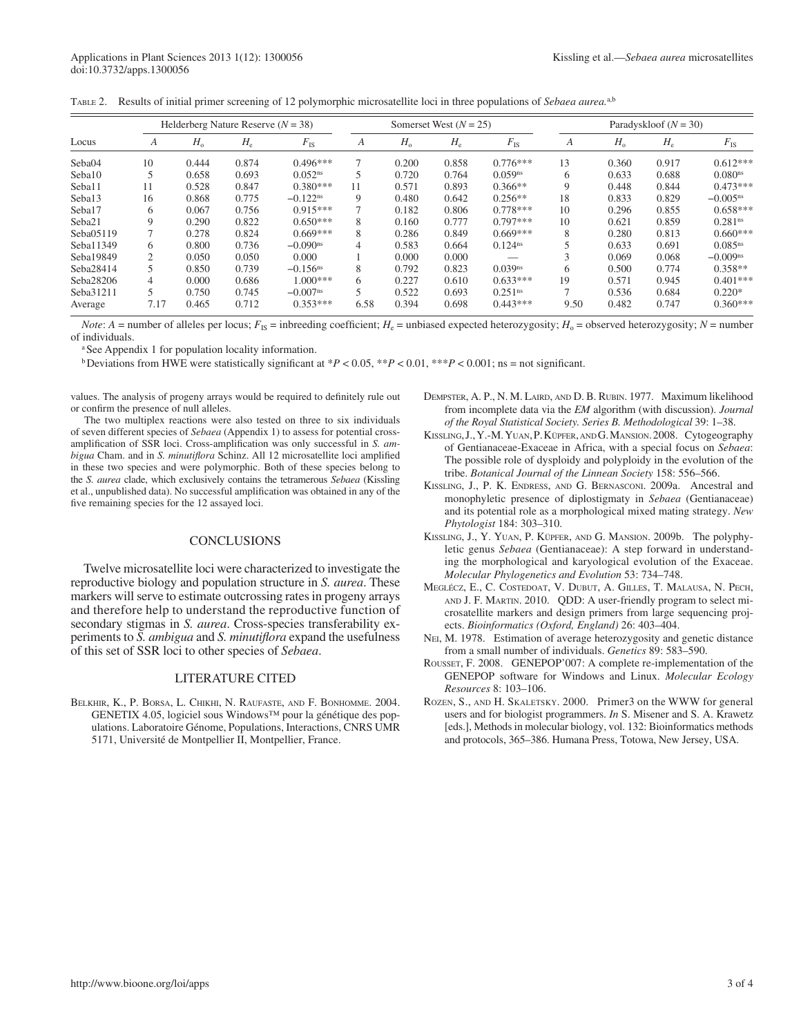Table 2. Results of initial primer screening of 12 polymorphic microsatellite loci in three populations of *Sebaea aurea*.[a,b]

| Locus | Helderberg Nature Reserve ($N$ = 38) | | | | Somerset West ($N$ = 25) | | | | Paradyskloof ($N$ = 30) | | | |
|---|---|---|---|---|---|---|---|---|---|---|---|---|
| | $A$ | $H_o$ | $H_e$ | $F_{IS}$ | $A$ | $H_o$ | $H_e$ | $F_{IS}$ | $A$ | $H_o$ | $H_e$ | $F_{IS}$ |
| Seba04 | 10 | 0.444 | 0.874 | 0.496*** | 7 | 0.200 | 0.858 | 0.776*** | 13 | 0.360 | 0.917 | 0.612*** |
| Seba10 | 5 | 0.658 | 0.693 | 0.052$^{ns}$ | 5 | 0.720 | 0.764 | 0.059$^{ns}$ | 6 | 0.633 | 0.688 | 0.080$^{ns}$ |
| Seba11 | 11 | 0.528 | 0.847 | 0.380*** | 11 | 0.571 | 0.893 | 0.366** | 9 | 0.448 | 0.844 | 0.473*** |
| Seba13 | 16 | 0.868 | 0.775 | −0.122$^{ns}$ | 9 | 0.480 | 0.642 | 0.256** | 18 | 0.833 | 0.829 | −0.005$^{ns}$ |
| Seba17 | 6 | 0.067 | 0.756 | 0.915*** | 7 | 0.182 | 0.806 | 0.778*** | 10 | 0.296 | 0.855 | 0.658*** |
| Seba21 | 9 | 0.290 | 0.822 | 0.650*** | 8 | 0.160 | 0.777 | 0.797*** | 10 | 0.621 | 0.859 | 0.281$^{ns}$ |
| Seba05119 | 7 | 0.278 | 0.824 | 0.669*** | 8 | 0.286 | 0.849 | 0.669*** | 8 | 0.280 | 0.813 | 0.660*** |
| Seba11349 | 6 | 0.800 | 0.736 | −0.090$^{ns}$ | 4 | 0.583 | 0.664 | 0.124$^{ns}$ | 5 | 0.633 | 0.691 | 0.085$^{ns}$ |
| Seba19849 | 2 | 0.050 | 0.050 | 0.000 | 1 | 0.000 | 0.000 | — | 3 | 0.069 | 0.068 | −0.009$^{ns}$ |
| Seba28414 | 5 | 0.850 | 0.739 | −0.156$^{ns}$ | 8 | 0.792 | 0.823 | 0.039$^{ns}$ | 6 | 0.500 | 0.774 | 0.358** |
| Seba28206 | 4 | 0.000 | 0.686 | 1.000*** | 6 | 0.227 | 0.610 | 0.633*** | 19 | 0.571 | 0.945 | 0.401*** |
| Seba31211 | 5 | 0.750 | 0.745 | −0.007$^{ns}$ | 5 | 0.522 | 0.693 | 0.251$^{ns}$ | 7 | 0.536 | 0.684 | 0.220* |
| Average | 7.17 | 0.465 | 0.712 | 0.353*** | 6.58 | 0.394 | 0.698 | 0.443*** | 9.50 | 0.482 | 0.747 | 0.360*** |

*Note*: $A$ = number of alleles per locus; $F_{IS}$ = inbreeding coefficient; $H_e$ = unbiased expected heterozygosity; $H_o$ = observed heterozygosity; $N$ = number of individuals.

[a] See Appendix 1 for population locality information.

[b] Deviations from HWE were statistically significant at $*P < 0.05$, $**P < 0.01$, $***P < 0.001$; ns = not significant.

values. The analysis of progeny arrays would be required to definitely rule out or confirm the presence of null alleles.

The two multiplex reactions were also tested on three to six individuals of seven different species of *Sebaea* (Appendix 1) to assess for potential cross-amplification of SSR loci. Cross-amplification was only successful in *S. ambigua* Cham. and in *S. minutiflora* Schinz. All 12 microsatellite loci amplified in these two species and were polymorphic. Both of these species belong to the *S. aurea* clade, which exclusively contains the tetramerous *Sebaea* (Kissling et al., unpublished data). No successful amplification was obtained in any of the five remaining species for the 12 assayed loci.

## CONCLUSIONS

Twelve microsatellite loci were characterized to investigate the reproductive biology and population structure in *S. aurea*. These markers will serve to estimate outcrossing rates in progeny arrays and therefore help to understand the reproductive function of secondary stigmas in *S. aurea*. Cross-species transferability experiments to *S. ambigua* and *S. minutiflora* expand the usefulness of this set of SSR loci to other species of *Sebaea*.

## LITERATURE CITED

Belkhir, K., P. Borsa, L. Chikhi, N. Raufaste, and F. Bonhomme. 2004. GENETIX 4.05, logiciel sous Windows™ pour la génétique des populations. Laboratoire Génome, Populations, Interactions, CNRS UMR 5171, Université de Montpellier II, Montpellier, France.

Dempster, A. P., N. M. Laird, and D. B. Rubin. 1977. Maximum likelihood from incomplete data via the *EM* algorithm (with discussion). *Journal of the Royal Statistical Society. Series B. Methodological* 39: 1–38.

Kissling, J., Y.-M. Yuan, P. Küpfer, and G. Mansion. 2008. Cytogeography of Gentianaceae-Exaceae in Africa, with a special focus on *Sebaea*: The possible role of dysploidy and polyploidy in the evolution of the tribe. *Botanical Journal of the Linnean Society* 158: 556–566.

Kissling, J., P. K. Endress, and G. Bernasconi. 2009a. Ancestral and monophyletic presence of diplostigmaty in *Sebaea* (Gentianaceae) and its potential role as a morphological mixed mating strategy. *New Phytologist* 184: 303–310.

Kissling, J., Y. Yuan, P. Küpfer, and G. Mansion. 2009b. The polyphyletic genus *Sebaea* (Gentianaceae): A step forward in understanding the morphological and karyological evolution of the Exaceae. *Molecular Phylogenetics and Evolution* 53: 734–748.

Meglécz, E., C. Costedoat, V. Dubut, A. Gilles, T. Malausa, N. Pech, and J. F. Martin. 2010. QDD: A user-friendly program to select microsatellite markers and design primers from large sequencing projects. *Bioinformatics (Oxford, England)* 26: 403–404.

Nei, M. 1978. Estimation of average heterozygosity and genetic distance from a small number of individuals. *Genetics* 89: 583–590.

Rousset, F. 2008. GENEPOP'007: A complete re-implementation of the GENEPOP software for Windows and Linux. *Molecular Ecology Resources* 8: 103–106.

Rozen, S., and H. Skaletsky. 2000. Primer3 on the WWW for general users and for biologist programmers. *In* S. Misener and S. A. Krawetz [eds.], Methods in molecular biology, vol. 132: Bioinformatics methods and protocols, 365–386. Humana Press, Totowa, New Jersey, USA.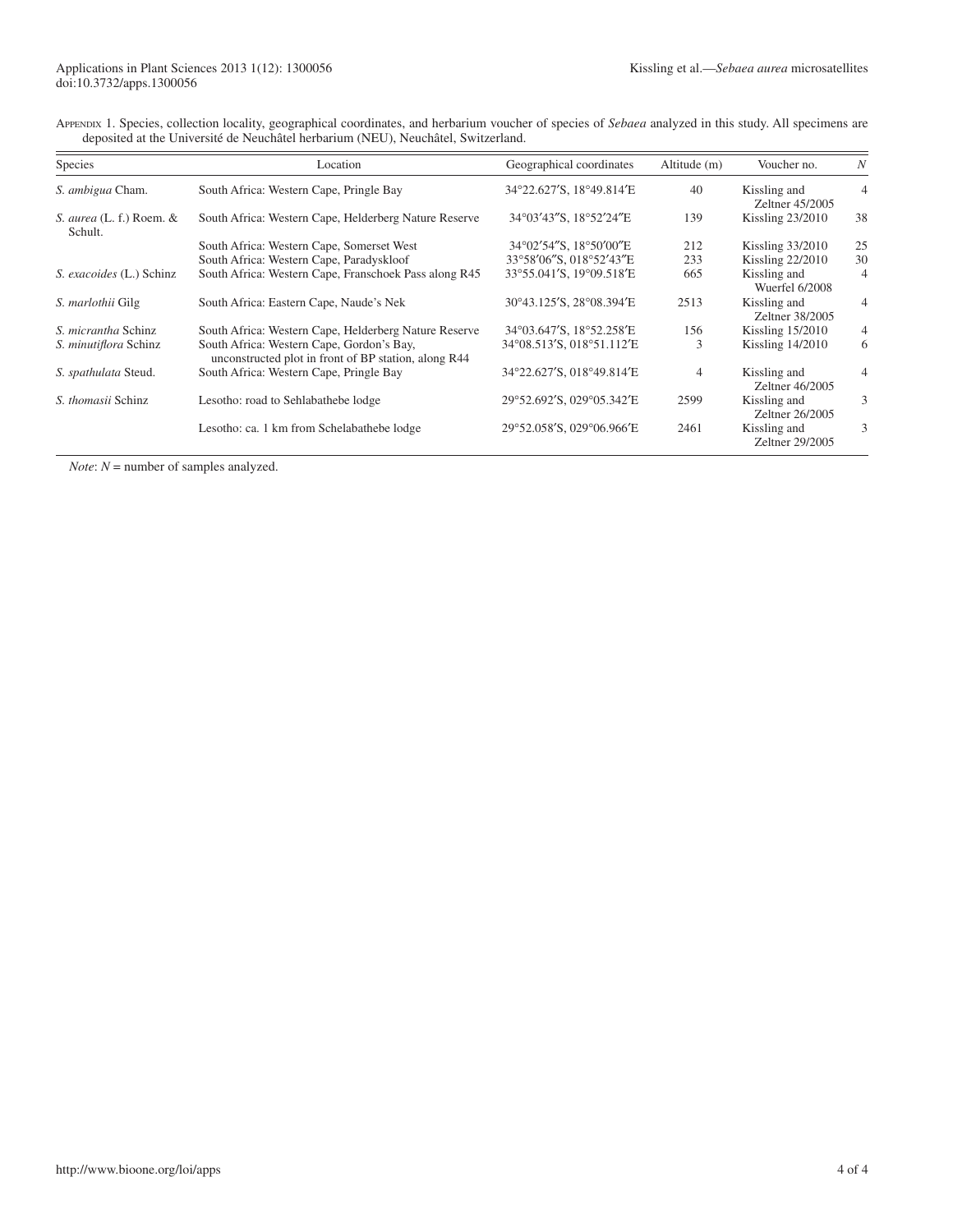Appendix 1. Species, collection locality, geographical coordinates, and herbarium voucher of species of *Sebaea* analyzed in this study. All specimens are deposited at the Université de Neuchâtel herbarium (NEU), Neuchâtel, Switzerland.

| Species | Location | Geographical coordinates | Altitude (m) | Voucher no. | *N* |
|---|---|---|---|---|---|
| *S. ambigua* Cham. | South Africa: Western Cape, Pringle Bay | 34°22.627′S, 18°49.814′E | 40 | Kissling and Zeltner 45/2005 | 4 |
| *S. aurea* (L. f.) Roem. & Schult. | South Africa: Western Cape, Helderberg Nature Reserve | 34°03′43″S, 18°52′24″E | 139 | Kissling 23/2010 | 38 |
| | South Africa: Western Cape, Somerset West | 34°02′54″S, 18°50′00″E | 212 | Kissling 33/2010 | 25 |
| | South Africa: Western Cape, Paradyskloof | 33°58′06″S, 018°52′43″E | 233 | Kissling 22/2010 | 30 |
| *S. exacoides* (L.) Schinz | South Africa: Western Cape, Franschoek Pass along R45 | 33°55.041′S, 19°09.518′E | 665 | Kissling and Wuerfel 6/2008 | 4 |
| *S. marlothii* Gilg | South Africa: Eastern Cape, Naude's Nek | 30°43.125′S, 28°08.394′E | 2513 | Kissling and Zeltner 38/2005 | 4 |
| *S. micrantha* Schinz | South Africa: Western Cape, Helderberg Nature Reserve | 34°03.647′S, 18°52.258′E | 156 | Kissling 15/2010 | 4 |
| *S. minutiflora* Schinz | South Africa: Western Cape, Gordon's Bay, unconstructed plot in front of BP station, along R44 | 34°08.513′S, 018°51.112′E | 3 | Kissling 14/2010 | 6 |
| *S. spathulata* Steud. | South Africa: Western Cape, Pringle Bay | 34°22.627′S, 018°49.814′E | 4 | Kissling and Zeltner 46/2005 | 4 |
| *S. thomasii* Schinz | Lesotho: road to Sehlabathebe lodge | 29°52.692′S, 029°05.342′E | 2599 | Kissling and Zeltner 26/2005 | 3 |
| | Lesotho: ca. 1 km from Schelabathebe lodge | 29°52.058′S, 029°06.966′E | 2461 | Kissling and Zeltner 29/2005 | 3 |

*Note*: *N* = number of samples analyzed.